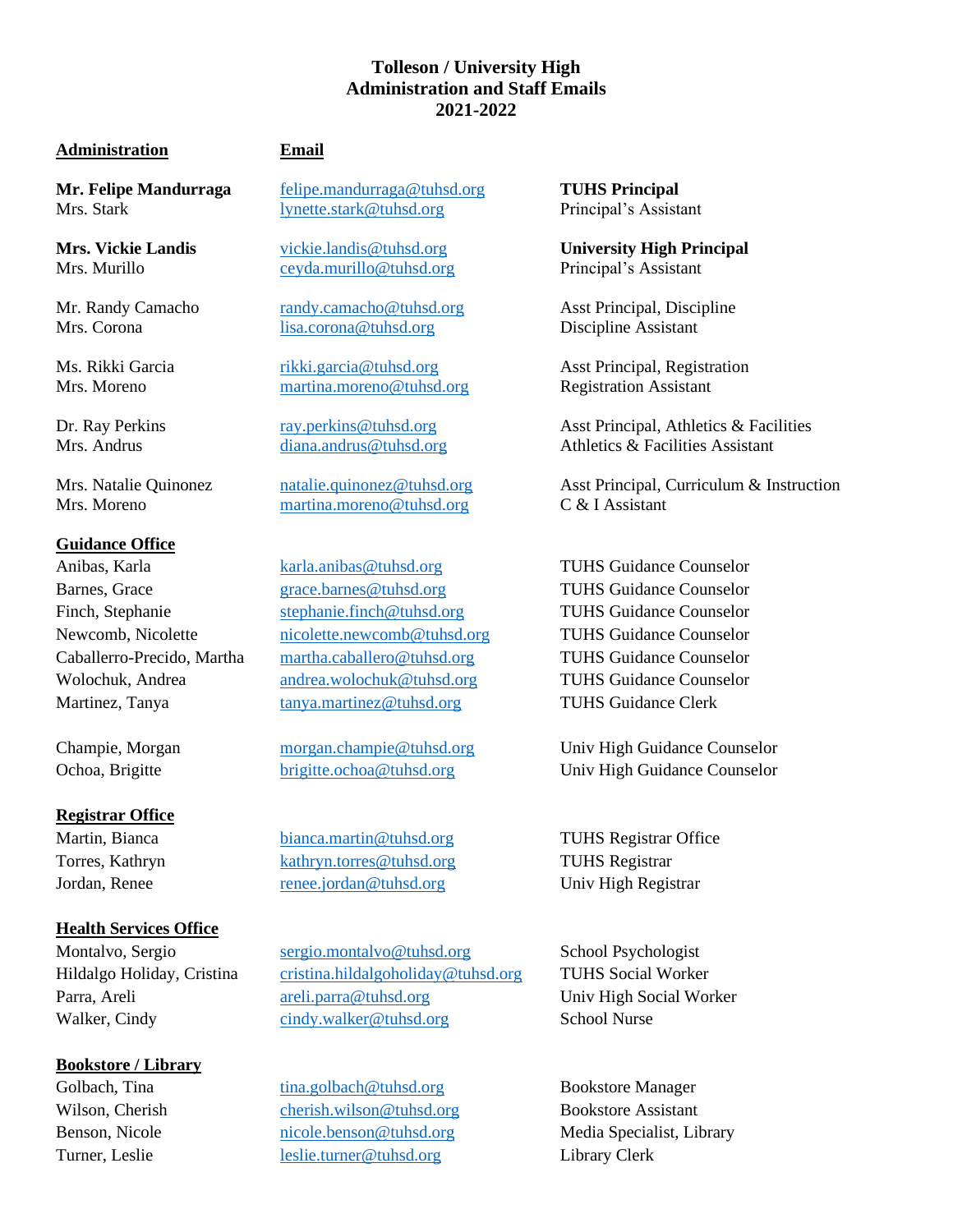# Tolleson / University High
## Administration and Staff Emails
## 2021-2022

| Administration | Email | |
|---|---|---|
| **Mr. Felipe Mandurraga** | felipe.mandurraga@tuhsd.org | **TUHS Principal** |
| Mrs. Stark | lynette.stark@tuhsd.org | Principal's Assistant |
| **Mrs. Vickie Landis** | vickie.landis@tuhsd.org | **University High Principal** |
| Mrs. Murillo | ceyda.murillo@tuhsd.org | Principal's Assistant |
| Mr. Randy Camacho | randy.camacho@tuhsd.org | Asst Principal, Discipline |
| Mrs. Corona | lisa.corona@tuhsd.org | Discipline Assistant |
| Ms. Rikki Garcia | rikki.garcia@tuhsd.org | Asst Principal, Registration |
| Mrs. Moreno | martina.moreno@tuhsd.org | Registration Assistant |
| Dr. Ray Perkins | ray.perkins@tuhsd.org | Asst Principal, Athletics & Facilities |
| Mrs. Andrus | diana.andrus@tuhsd.org | Athletics & Facilities Assistant |
| Mrs. Natalie Quinonez | natalie.quinonez@tuhsd.org | Asst Principal, Curriculum & Instruction |
| Mrs. Moreno | martina.moreno@tuhsd.org | C & I Assistant |

| Guidance Office | | |
|---|---|---|
| Anibas, Karla | karla.anibas@tuhsd.org | TUHS Guidance Counselor |
| Barnes, Grace | grace.barnes@tuhsd.org | TUHS Guidance Counselor |
| Finch, Stephanie | stephanie.finch@tuhsd.org | TUHS Guidance Counselor |
| Newcomb, Nicolette | nicolette.newcomb@tuhsd.org | TUHS Guidance Counselor |
| Caballerro-Precido, Martha | martha.caballero@tuhsd.org | TUHS Guidance Counselor |
| Wolochuk, Andrea | andrea.wolochuk@tuhsd.org | TUHS Guidance Counselor |
| Martinez, Tanya | tanya.martinez@tuhsd.org | TUHS Guidance Clerk |
| Champie, Morgan | morgan.champie@tuhsd.org | Univ High Guidance Counselor |
| Ochoa, Brigitte | brigitte.ochoa@tuhsd.org | Univ High Guidance Counselor |

| Registrar Office | | |
|---|---|---|
| Martin, Bianca | bianca.martin@tuhsd.org | TUHS Registrar Office |
| Torres, Kathryn | kathryn.torres@tuhsd.org | TUHS Registrar |
| Jordan, Renee | renee.jordan@tuhsd.org | Univ High Registrar |

| Health Services Office | | |
|---|---|---|
| Montalvo, Sergio | sergio.montalvo@tuhsd.org | School Psychologist |
| Hildalgo Holiday, Cristina | cristina.hildalgoholiday@tuhsd.org | TUHS Social Worker |
| Parra, Areli | areli.parra@tuhsd.org | Univ High Social Worker |
| Walker, Cindy | cindy.walker@tuhsd.org | School Nurse |

| Bookstore / Library | | |
|---|---|---|
| Golbach, Tina | tina.golbach@tuhsd.org | Bookstore Manager |
| Wilson, Cherish | cherish.wilson@tuhsd.org | Bookstore Assistant |
| Benson, Nicole | nicole.benson@tuhsd.org | Media Specialist, Library |
| Turner, Leslie | leslie.turner@tuhsd.org | Library Clerk |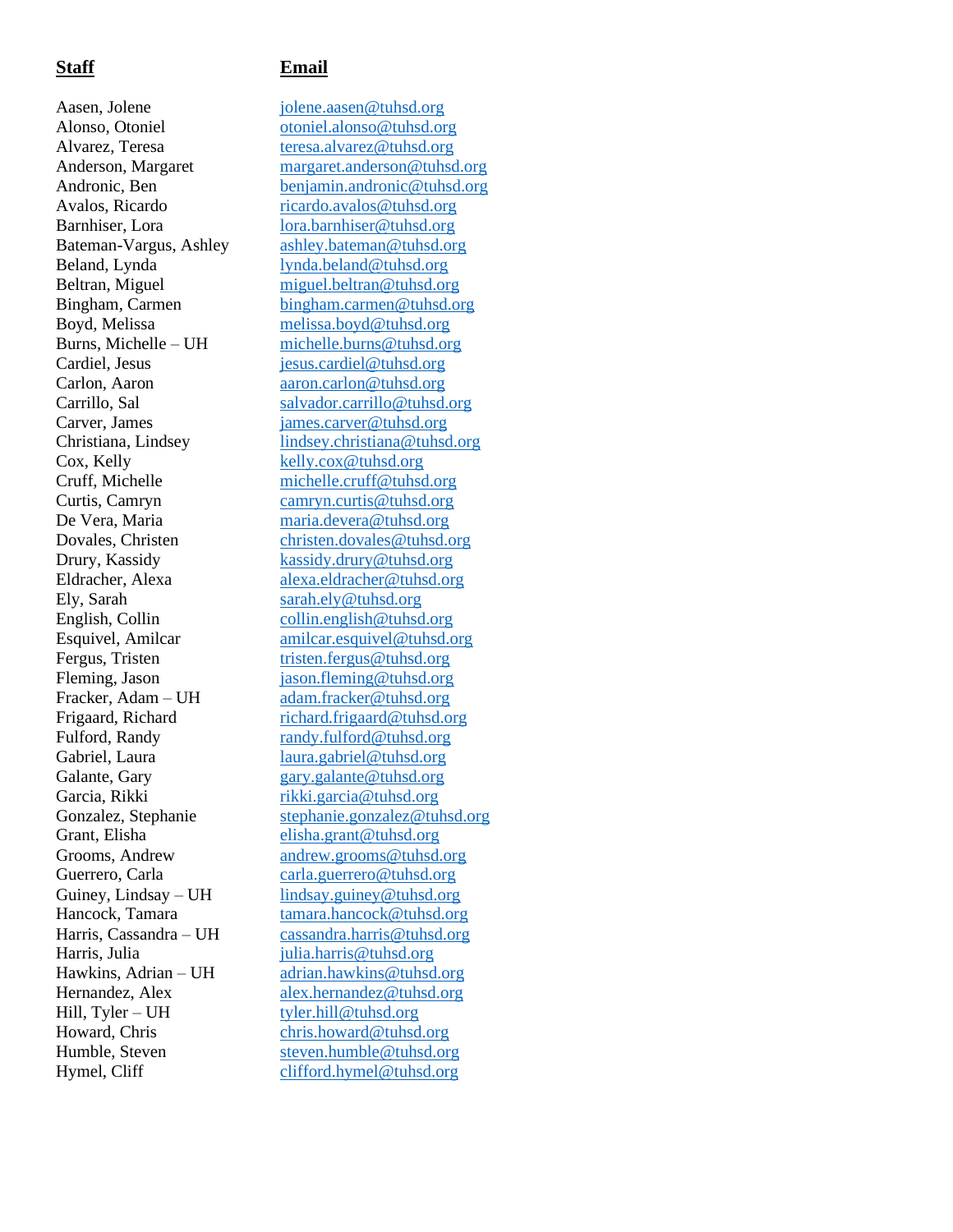| **Staff** | **Email** |
|---|---|
| Aasen, Jolene | jolene.aasen@tuhsd.org |
| Alonso, Otoniel | otoniel.alonso@tuhsd.org |
| Alvarez, Teresa | teresa.alvarez@tuhsd.org |
| Anderson, Margaret | margaret.anderson@tuhsd.org |
| Andronic, Ben | benjamin.andronic@tuhsd.org |
| Avalos, Ricardo | ricardo.avalos@tuhsd.org |
| Barnhiser, Lora | lora.barnhiser@tuhsd.org |
| Bateman-Vargus, Ashley | ashley.bateman@tuhsd.org |
| Beland, Lynda | lynda.beland@tuhsd.org |
| Beltran, Miguel | miguel.beltran@tuhsd.org |
| Bingham, Carmen | bingham.carmen@tuhsd.org |
| Boyd, Melissa | melissa.boyd@tuhsd.org |
| Burns, Michelle – UH | michelle.burns@tuhsd.org |
| Cardiel, Jesus | jesus.cardiel@tuhsd.org |
| Carlon, Aaron | aaron.carlon@tuhsd.org |
| Carrillo, Sal | salvador.carrillo@tuhsd.org |
| Carver, James | james.carver@tuhsd.org |
| Christiana, Lindsey | lindsey.christiana@tuhsd.org |
| Cox, Kelly | kelly.cox@tuhsd.org |
| Cruff, Michelle | michelle.cruff@tuhsd.org |
| Curtis, Camryn | camryn.curtis@tuhsd.org |
| De Vera, Maria | maria.devera@tuhsd.org |
| Dovales, Christen | christen.dovales@tuhsd.org |
| Drury, Kassidy | kassidy.drury@tuhsd.org |
| Eldracher, Alexa | alexa.eldracher@tuhsd.org |
| Ely, Sarah | sarah.ely@tuhsd.org |
| English, Collin | collin.english@tuhsd.org |
| Esquivel, Amilcar | amilcar.esquivel@tuhsd.org |
| Fergus, Tristen | tristen.fergus@tuhsd.org |
| Fleming, Jason | jason.fleming@tuhsd.org |
| Fracker, Adam – UH | adam.fracker@tuhsd.org |
| Frigaard, Richard | richard.frigaard@tuhsd.org |
| Fulford, Randy | randy.fulford@tuhsd.org |
| Gabriel, Laura | laura.gabriel@tuhsd.org |
| Galante, Gary | gary.galante@tuhsd.org |
| Garcia, Rikki | rikki.garcia@tuhsd.org |
| Gonzalez, Stephanie | stephanie.gonzalez@tuhsd.org |
| Grant, Elisha | elisha.grant@tuhsd.org |
| Grooms, Andrew | andrew.grooms@tuhsd.org |
| Guerrero, Carla | carla.guerrero@tuhsd.org |
| Guiney, Lindsay – UH | lindsay.guiney@tuhsd.org |
| Hancock, Tamara | tamara.hancock@tuhsd.org |
| Harris, Cassandra – UH | cassandra.harris@tuhsd.org |
| Harris, Julia | julia.harris@tuhsd.org |
| Hawkins, Adrian – UH | adrian.hawkins@tuhsd.org |
| Hernandez, Alex | alex.hernandez@tuhsd.org |
| Hill, Tyler – UH | tyler.hill@tuhsd.org |
| Howard, Chris | chris.howard@tuhsd.org |
| Humble, Steven | steven.humble@tuhsd.org |
| Hymel, Cliff | clifford.hymel@tuhsd.org |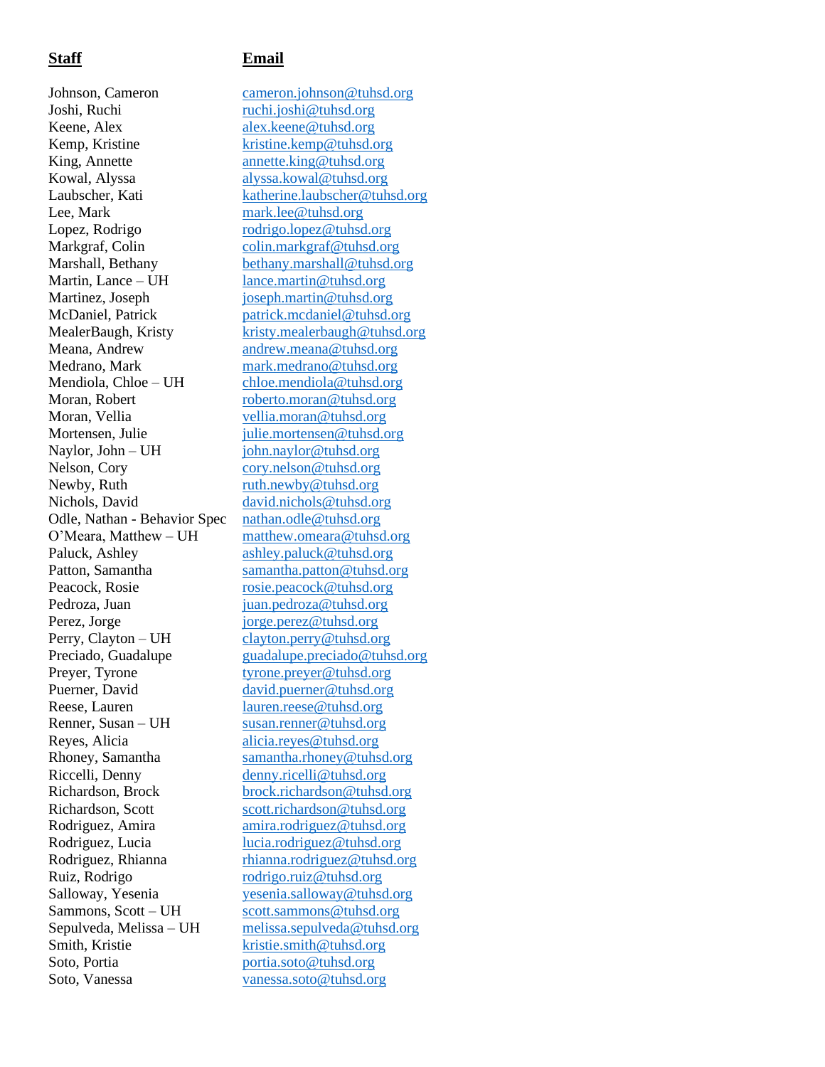| **Staff** | **Email** |
| --- | --- |
| Johnson, Cameron | cameron.johnson@tuhsd.org |
| Joshi, Ruchi | ruchi.joshi@tuhsd.org |
| Keene, Alex | alex.keene@tuhsd.org |
| Kemp, Kristine | kristine.kemp@tuhsd.org |
| King, Annette | annette.king@tuhsd.org |
| Kowal, Alyssa | alyssa.kowal@tuhsd.org |
| Laubscher, Kati | katherine.laubscher@tuhsd.org |
| Lee, Mark | mark.lee@tuhsd.org |
| Lopez, Rodrigo | rodrigo.lopez@tuhsd.org |
| Markgraf, Colin | colin.markgraf@tuhsd.org |
| Marshall, Bethany | bethany.marshall@tuhsd.org |
| Martin, Lance – UH | lance.martin@tuhsd.org |
| Martinez, Joseph | joseph.martin@tuhsd.org |
| McDaniel, Patrick | patrick.mcdaniel@tuhsd.org |
| MealerBaugh, Kristy | kristy.mealerbaugh@tuhsd.org |
| Meana, Andrew | andrew.meana@tuhsd.org |
| Medrano, Mark | mark.medrano@tuhsd.org |
| Mendiola, Chloe – UH | chloe.mendiola@tuhsd.org |
| Moran, Robert | roberto.moran@tuhsd.org |
| Moran, Vellia | vellia.moran@tuhsd.org |
| Mortensen, Julie | julie.mortensen@tuhsd.org |
| Naylor, John – UH | john.naylor@tuhsd.org |
| Nelson, Cory | cory.nelson@tuhsd.org |
| Newby, Ruth | ruth.newby@tuhsd.org |
| Nichols, David | david.nichols@tuhsd.org |
| Odle, Nathan - Behavior Spec | nathan.odle@tuhsd.org |
| O'Meara, Matthew – UH | matthew.omeara@tuhsd.org |
| Paluck, Ashley | ashley.paluck@tuhsd.org |
| Patton, Samantha | samantha.patton@tuhsd.org |
| Peacock, Rosie | rosie.peacock@tuhsd.org |
| Pedroza, Juan | juan.pedroza@tuhsd.org |
| Perez, Jorge | jorge.perez@tuhsd.org |
| Perry, Clayton – UH | clayton.perry@tuhsd.org |
| Preciado, Guadalupe | guadalupe.preciado@tuhsd.org |
| Preyer, Tyrone | tyrone.preyer@tuhsd.org |
| Puerner, David | david.puerner@tuhsd.org |
| Reese, Lauren | lauren.reese@tuhsd.org |
| Renner, Susan – UH | susan.renner@tuhsd.org |
| Reyes, Alicia | alicia.reyes@tuhsd.org |
| Rhoney, Samantha | samantha.rhoney@tuhsd.org |
| Riccelli, Denny | denny.ricelli@tuhsd.org |
| Richardson, Brock | brock.richardson@tuhsd.org |
| Richardson, Scott | scott.richardson@tuhsd.org |
| Rodriguez, Amira | amira.rodriguez@tuhsd.org |
| Rodriguez, Lucia | lucia.rodriguez@tuhsd.org |
| Rodriguez, Rhianna | rhianna.rodriguez@tuhsd.org |
| Ruiz, Rodrigo | rodrigo.ruiz@tuhsd.org |
| Salloway, Yesenia | yesenia.salloway@tuhsd.org |
| Sammons, Scott – UH | scott.sammons@tuhsd.org |
| Sepulveda, Melissa – UH | melissa.sepulveda@tuhsd.org |
| Smith, Kristie | kristie.smith@tuhsd.org |
| Soto, Portia | portia.soto@tuhsd.org |
| Soto, Vanessa | vanessa.soto@tuhsd.org |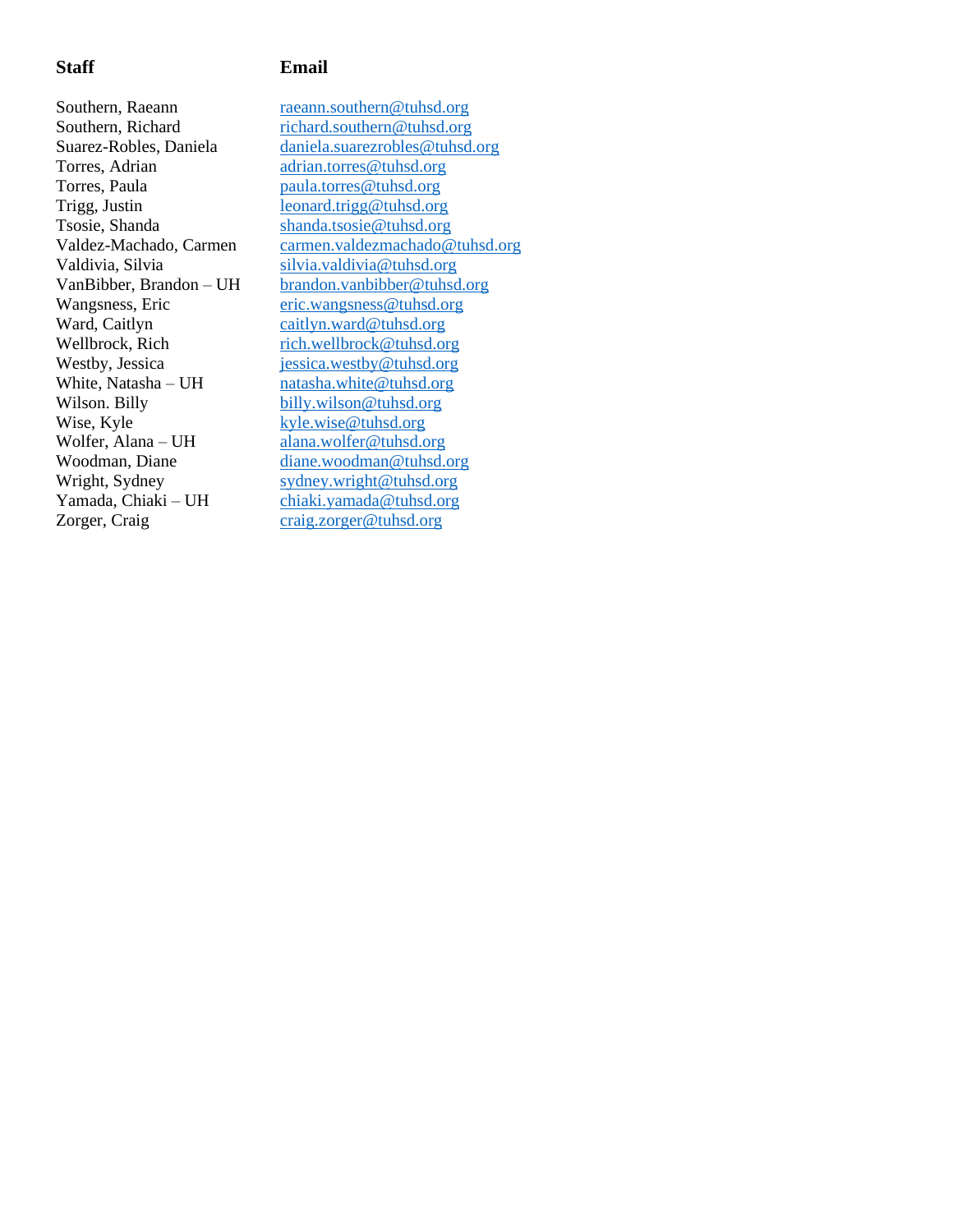| Staff | Email |
|---|---|
| Southern, Raeann | raeann.southern@tuhsd.org |
| Southern, Richard | richard.southern@tuhsd.org |
| Suarez-Robles, Daniela | daniela.suarezrobles@tuhsd.org |
| Torres, Adrian | adrian.torres@tuhsd.org |
| Torres, Paula | paula.torres@tuhsd.org |
| Trigg, Justin | leonard.trigg@tuhsd.org |
| Tsosie, Shanda | shanda.tsosie@tuhsd.org |
| Valdez-Machado, Carmen | carmen.valdezmachado@tuhsd.org |
| Valdivia, Silvia | silvia.valdivia@tuhsd.org |
| VanBibber, Brandon – UH | brandon.vanbibber@tuhsd.org |
| Wangsness, Eric | eric.wangsness@tuhsd.org |
| Ward, Caitlyn | caitlyn.ward@tuhsd.org |
| Wellbrock, Rich | rich.wellbrock@tuhsd.org |
| Westby, Jessica | jessica.westby@tuhsd.org |
| White, Natasha – UH | natasha.white@tuhsd.org |
| Wilson. Billy | billy.wilson@tuhsd.org |
| Wise, Kyle | kyle.wise@tuhsd.org |
| Wolfer, Alana – UH | alana.wolfer@tuhsd.org |
| Woodman, Diane | diane.woodman@tuhsd.org |
| Wright, Sydney | sydney.wright@tuhsd.org |
| Yamada, Chiaki – UH | chiaki.yamada@tuhsd.org |
| Zorger, Craig | craig.zorger@tuhsd.org |